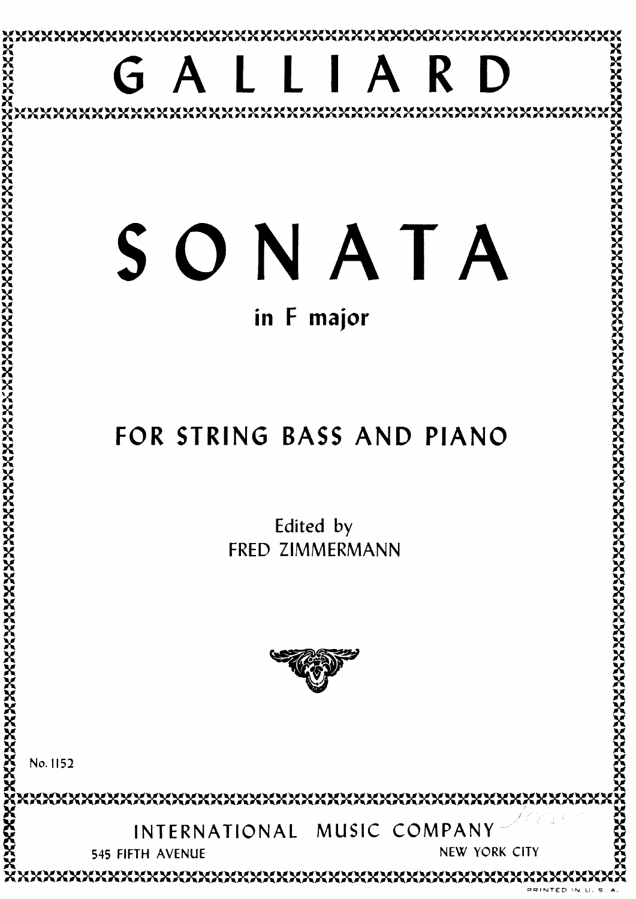# GALLIARD

# SONATA

## in F major

## FOR STRING BASS AND PIANO

Edited by
FRED ZIMMERMANN

No. 1152

INTERNATIONAL MUSIC COMPANY

545 FIFTH AVENUE NEW YORK CITY

PRINTED IN U. S. A.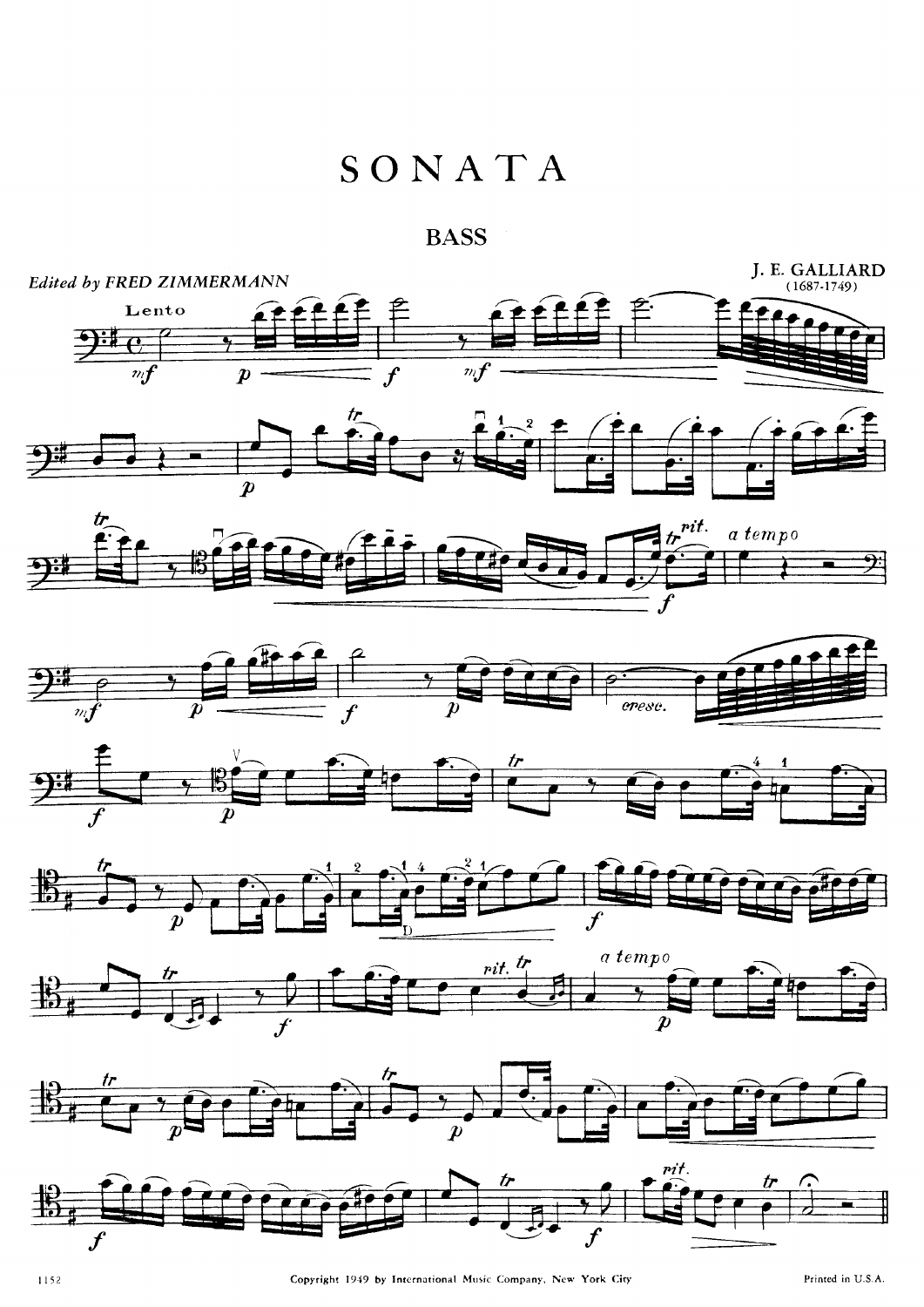# SONATA

## BASS

*Edited by FRED ZIMMERMANN*

J. E. GALLIARD
(1687-1749)

Copyright 1949 by International Music Company, New York City

Printed in U.S.A.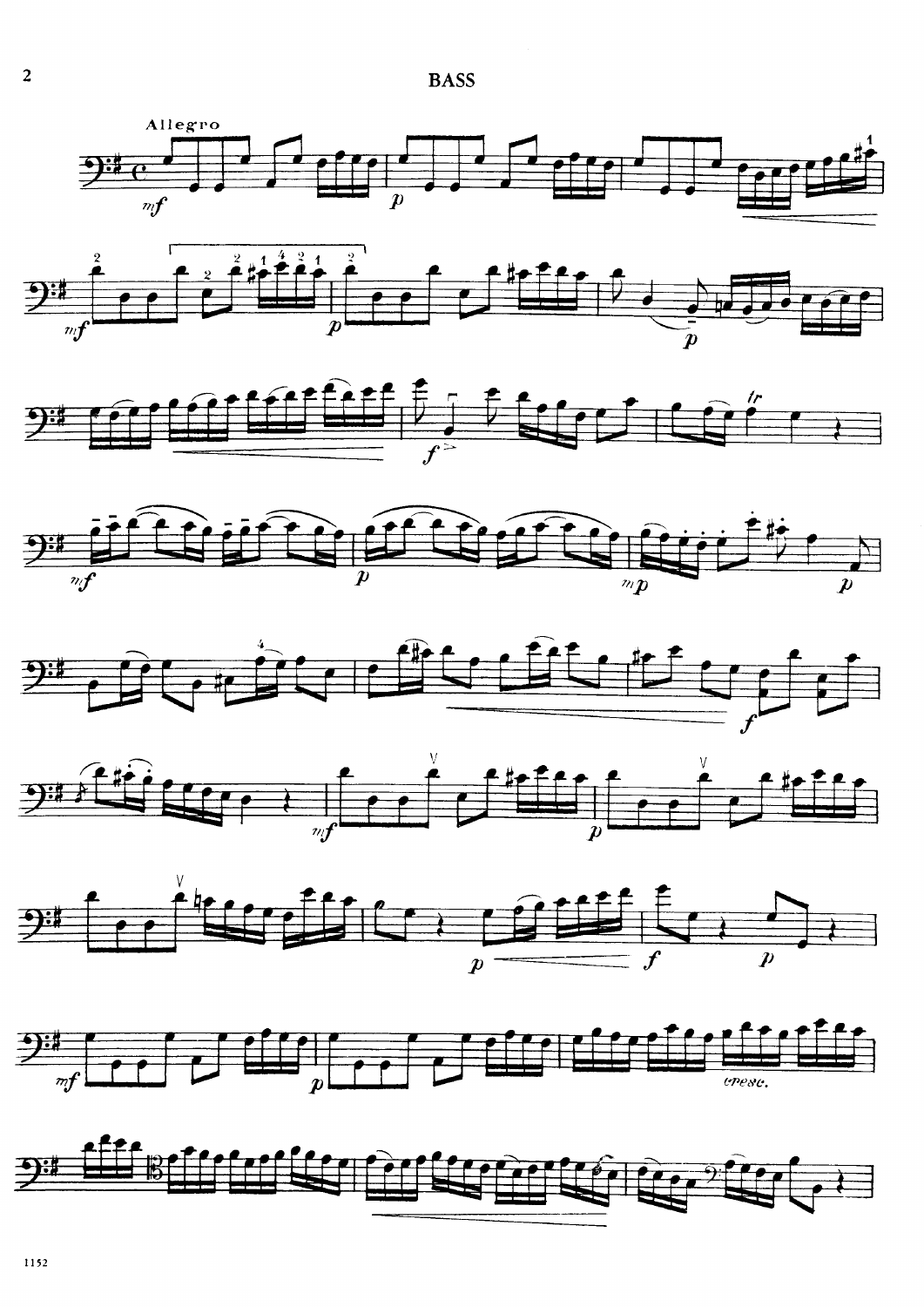Allegro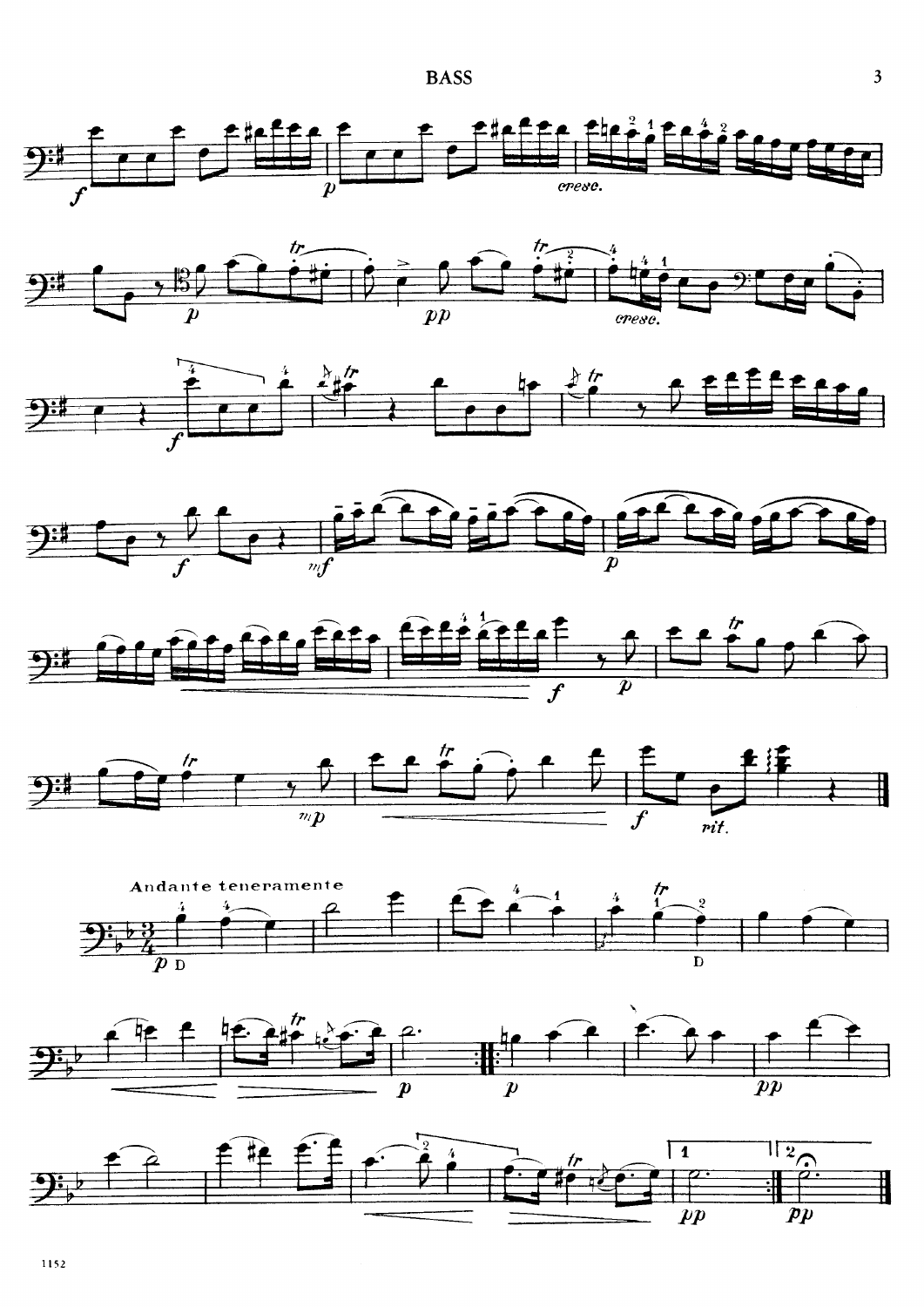Andante teneramente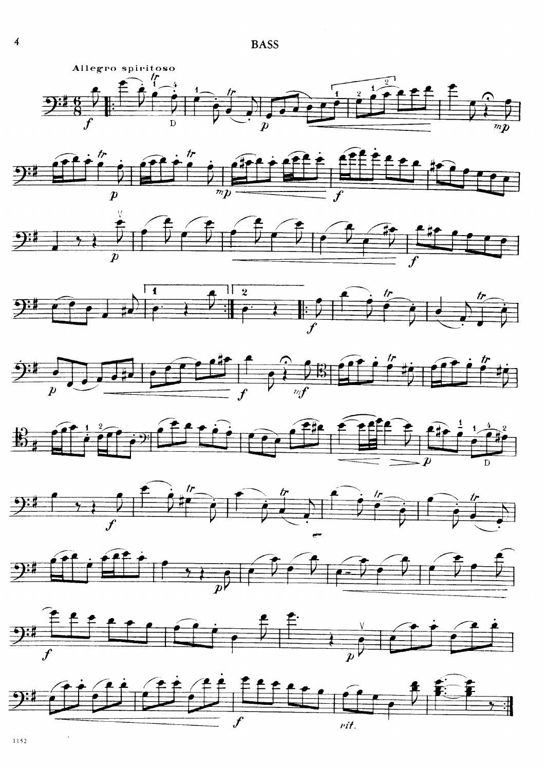# BASS

*Allegro spiritoso*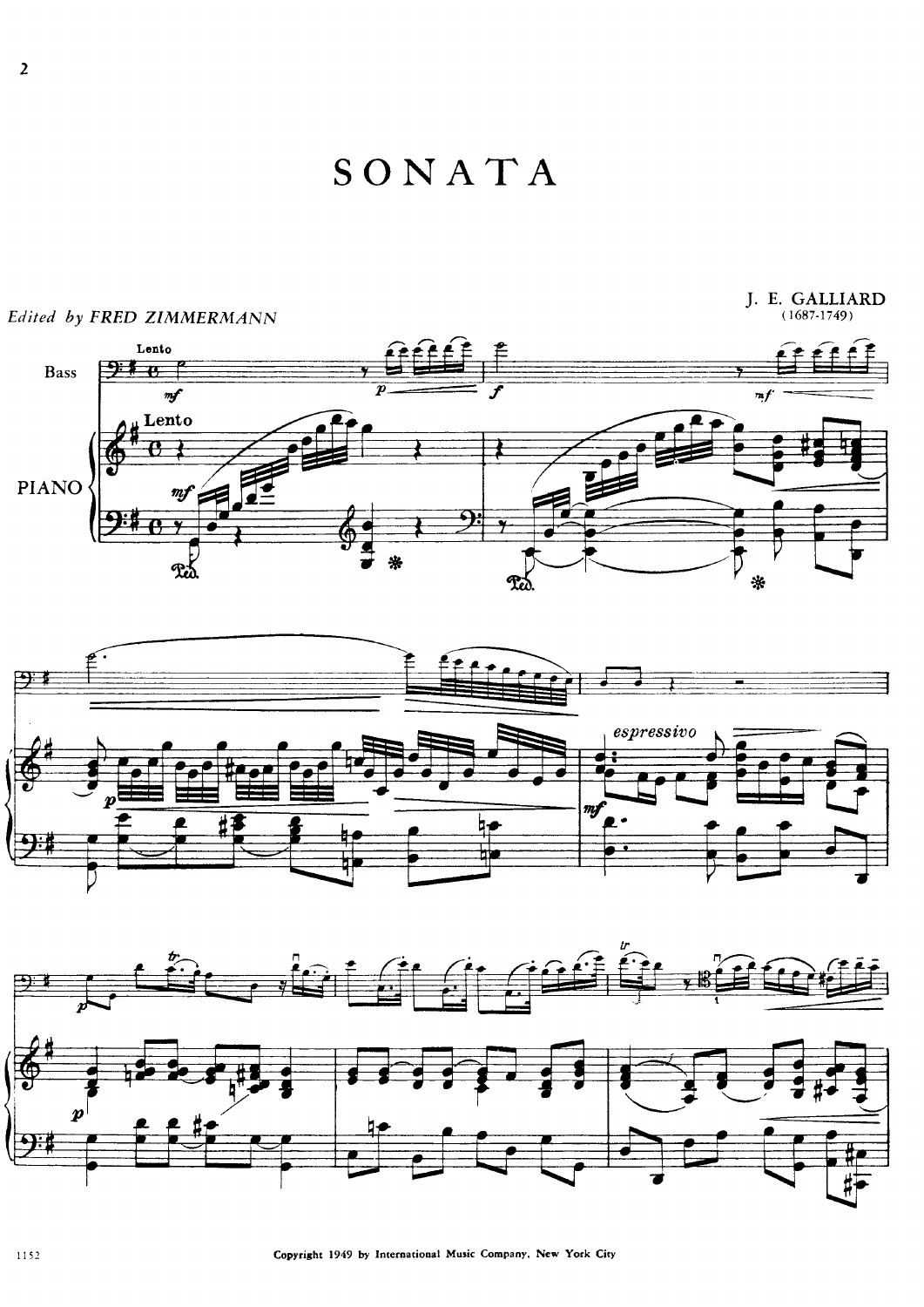# SONATA

*Edited by* FRED ZIMMERMANN

J. E. GALLIARD
(1687-1749)

Copyright 1949 by International Music Company, New York City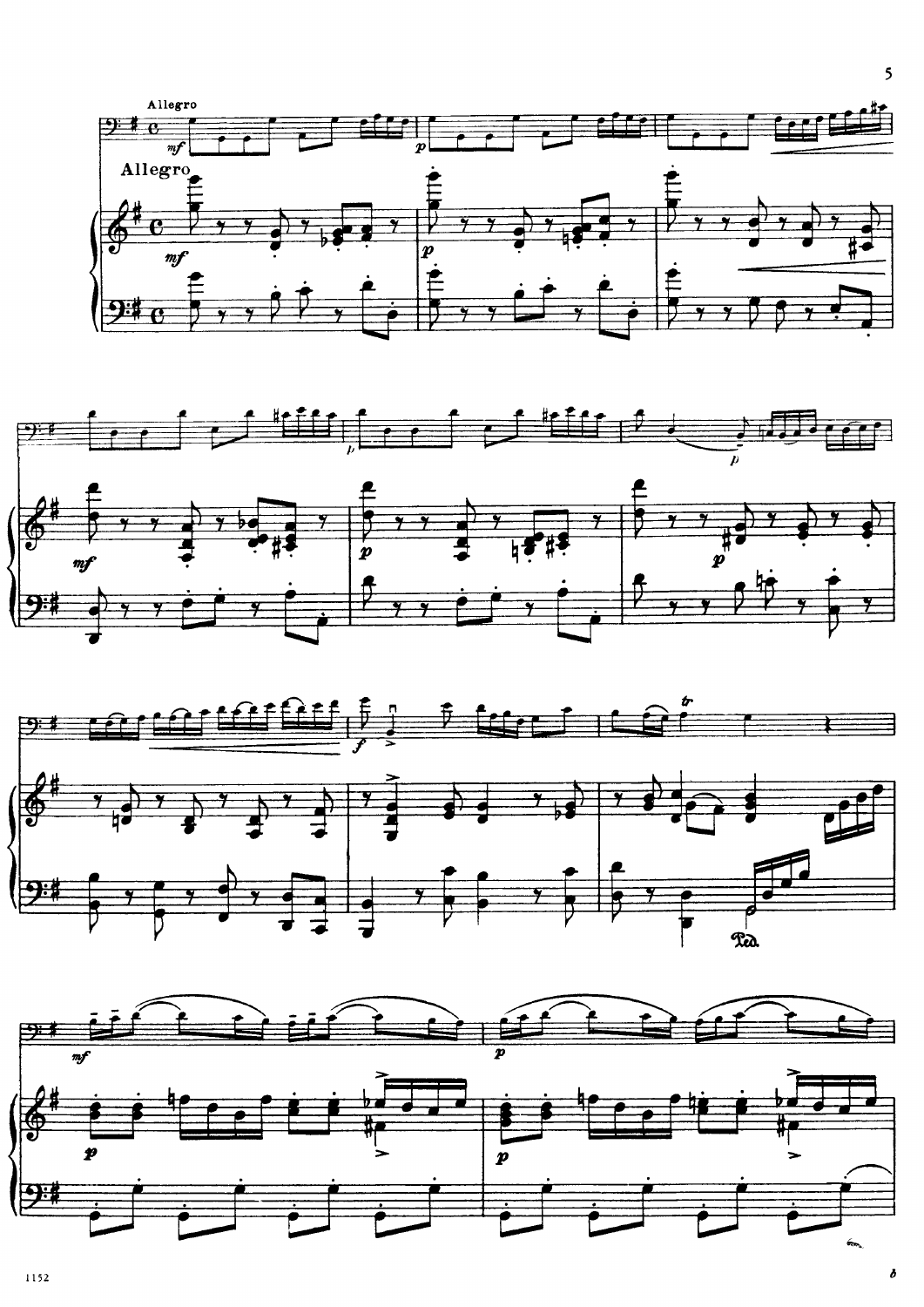Allegro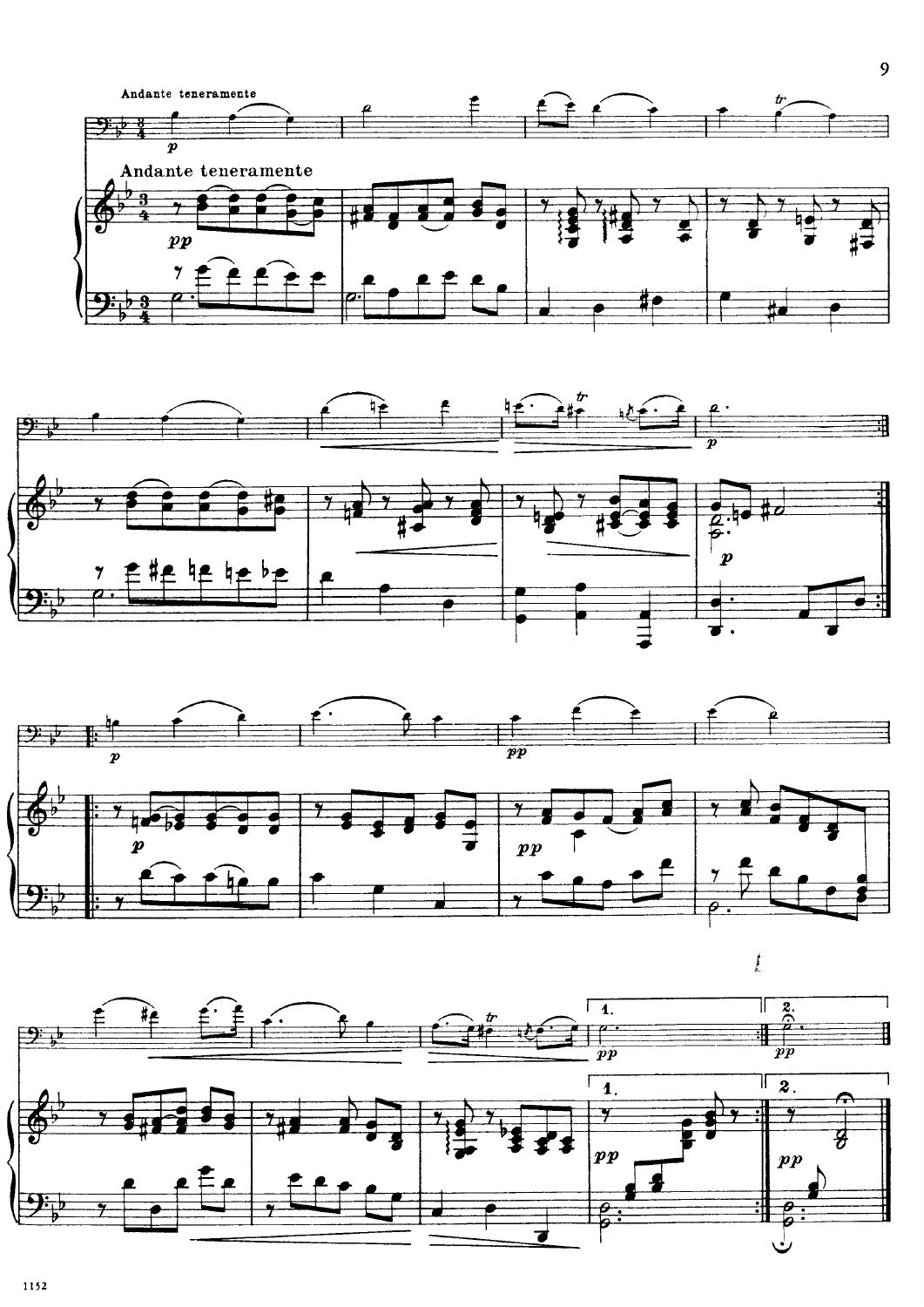Andante teneramente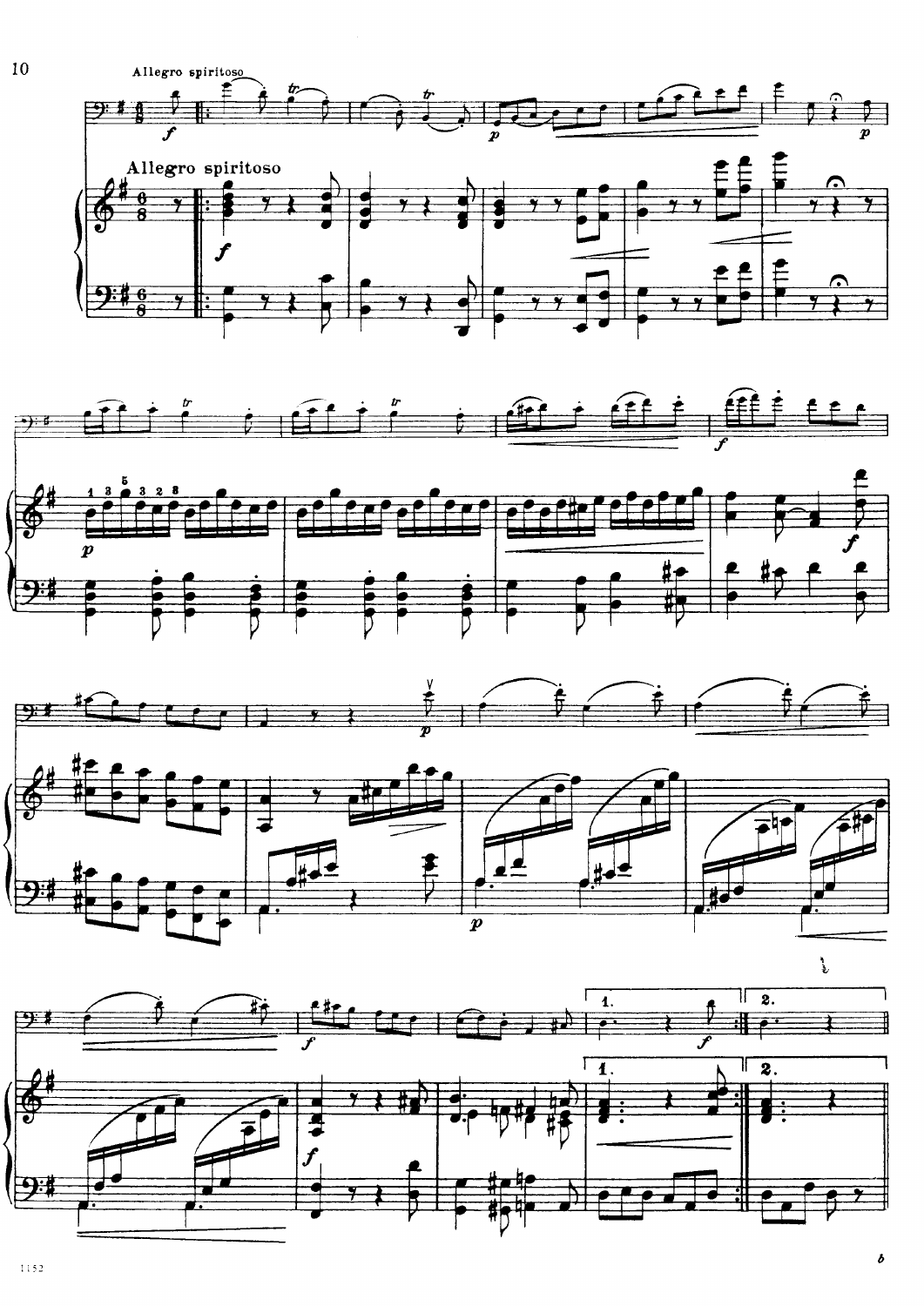Allegro spiritoso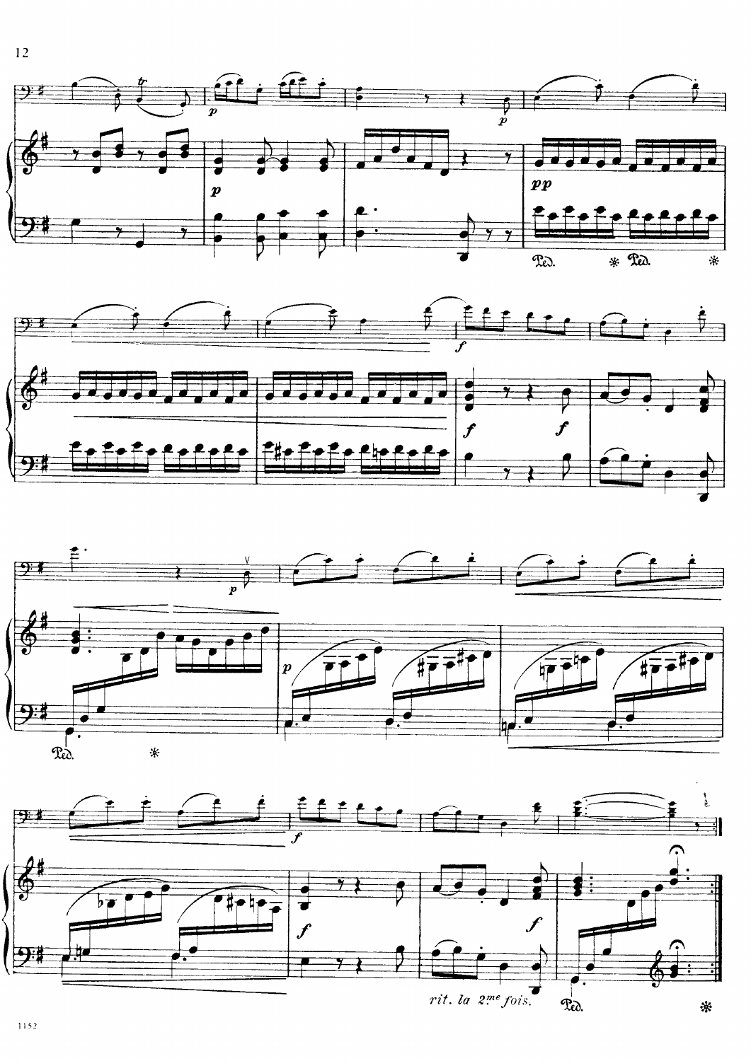*rit. la 2me fois.*